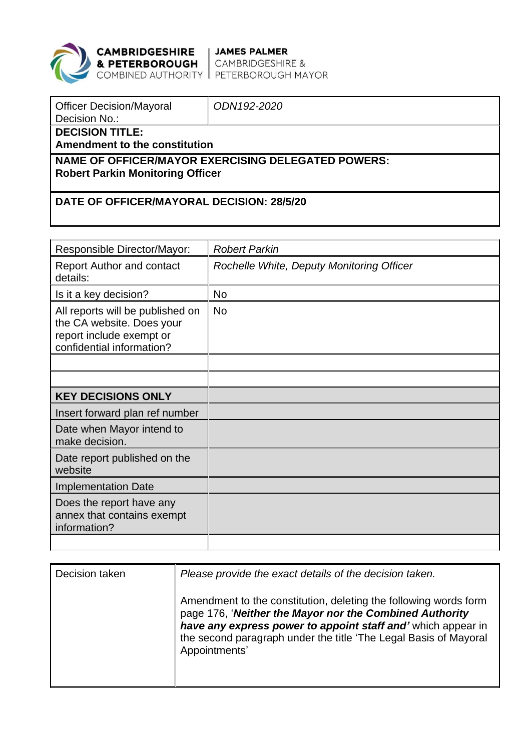**CAMBRIDGESHIRE & PETERBOROUGH** COMBINED AUTHORITY | **JAMES PALMER** CAMBRIDGESHIRE & PETERBOROUGH MAYOR

| Officer Decision/Mayoral Decision No.: | *ODN192-2020* |
|---|---|
| **DECISION TITLE:** **Amendment to the constitution** | |
| **NAME OF OFFICER/MAYOR EXERCISING DELEGATED POWERS:** **Robert Parkin Monitoring Officer** | |
| **DATE OF OFFICER/MAYORAL DECISION: 28/5/20** | |

| Responsible Director/Mayor: | *Robert Parkin* |
|---|---|
| Report Author and contact details: | *Rochelle White, Deputy Monitoring Officer* |
| Is it a key decision? | No |
| All reports will be published on the CA website. Does your report include exempt or confidential information? | No |
| | |
| | |
| **KEY DECISIONS ONLY** | |
| Insert forward plan ref number | |
| Date when Mayor intend to make decision. | |
| Date report published on the website | |
| Implementation Date | |
| Does the report have any annex that contains exempt information? | |
| | |

| Decision taken | *Please provide the exact details of the decision taken.* <br><br> Amendment to the constitution, deleting the following words form page 176, '***Neither the Mayor nor the Combined Authority have any express power to appoint staff and'*** which appear in the second paragraph under the title 'The Legal Basis of Mayoral Appointments' |
|---|---|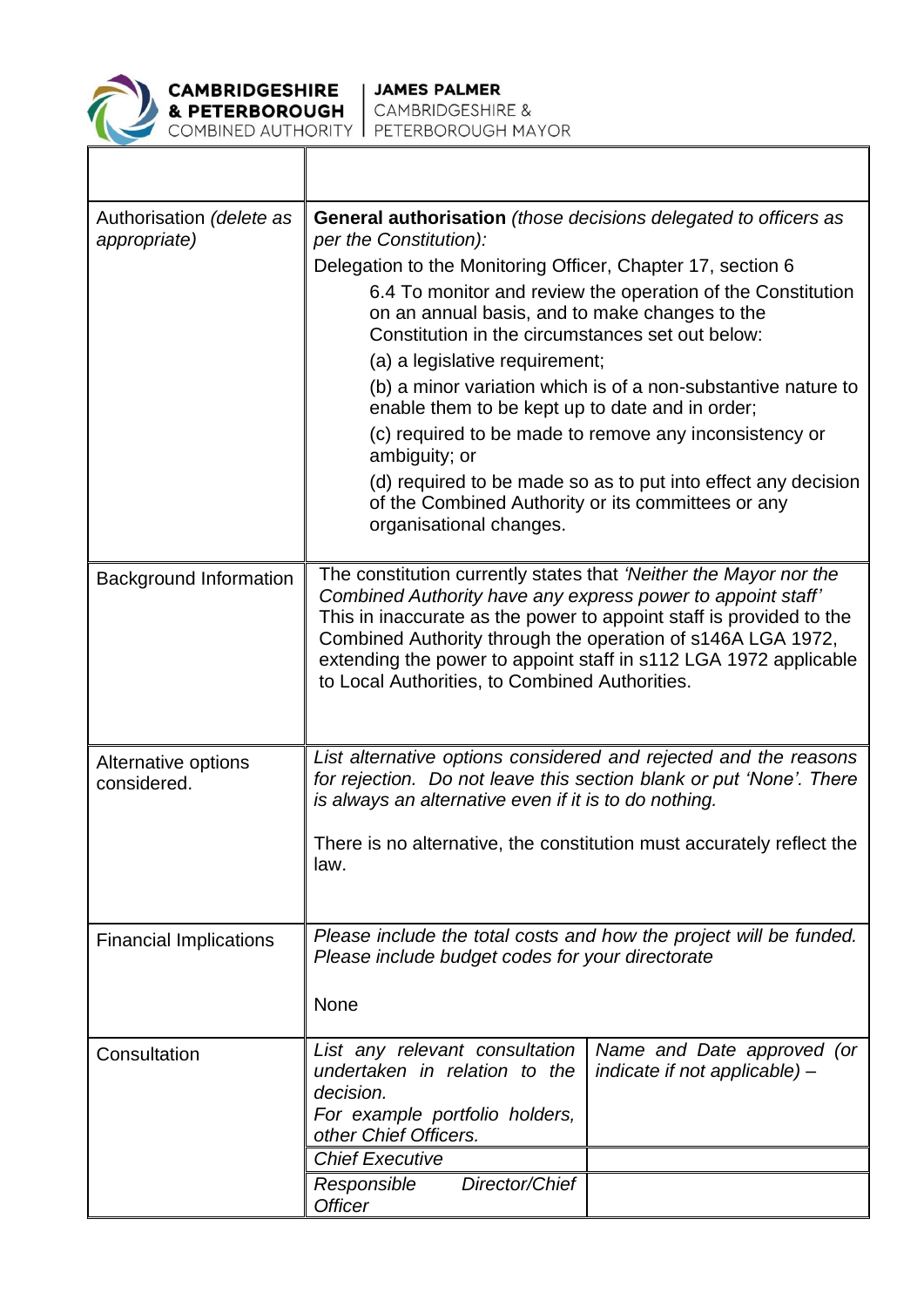**CAMBRIDGESHIRE & PETERBOROUGH** COMBINED AUTHORITY | **JAMES PALMER** CAMBRIDGESHIRE & PETERBOROUGH MAYOR

| | | |
|---|---|---|
| | | |
| Authorisation *(delete as appropriate)* | **General authorisation** *(those decisions delegated to officers as per the Constitution):*<br>Delegation to the Monitoring Officer, Chapter 17, section 6<br>6.4 To monitor and review the operation of the Constitution on an annual basis, and to make changes to the Constitution in the circumstances set out below:<br>(a) a legislative requirement;<br>(b) a minor variation which is of a non-substantive nature to enable them to be kept up to date and in order;<br>(c) required to be made to remove any inconsistency or ambiguity; or<br>(d) required to be made so as to put into effect any decision of the Combined Authority or its committees or any organisational changes. | |
| Background Information | The constitution currently states that *'Neither the Mayor nor the Combined Authority have any express power to appoint staff'* This in inaccurate as the power to appoint staff is provided to the Combined Authority through the operation of s146A LGA 1972, extending the power to appoint staff in s112 LGA 1972 applicable to Local Authorities, to Combined Authorities. | |
| Alternative options considered. | *List alternative options considered and rejected and the reasons for rejection. Do not leave this section blank or put 'None'. There is always an alternative even if it is to do nothing.*<br><br>There is no alternative, the constitution must accurately reflect the law. | |
| Financial Implications | *Please include the total costs and how the project will be funded. Please include budget codes for your directorate*<br><br>None | |
| Consultation | *List any relevant consultation undertaken in relation to the decision.*<br>*For example portfolio holders, other Chief Officers.* | *Name and Date approved (or indicate if not applicable) –* |
| | *Chief Executive* | |
| | *Responsible Director/Chief Officer* | |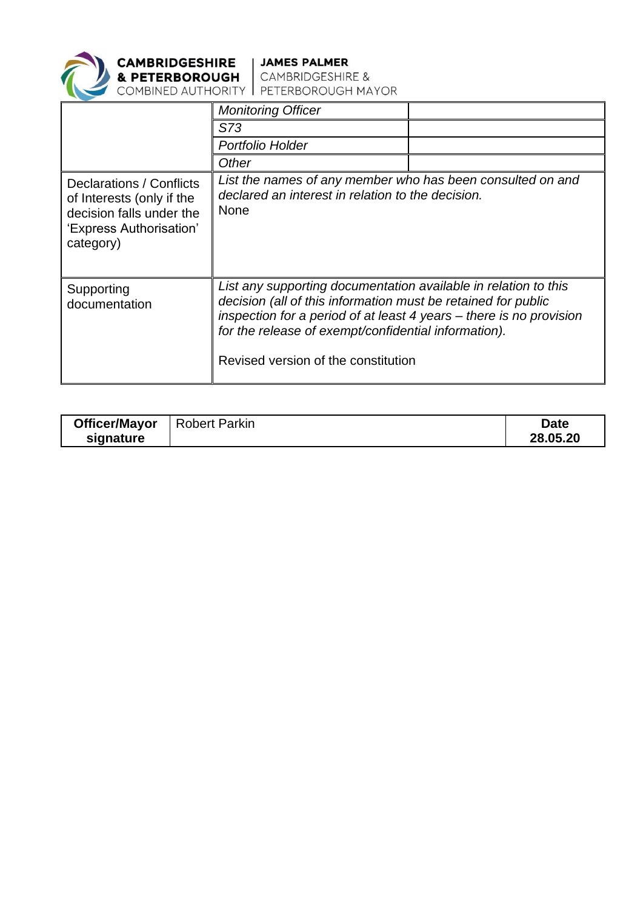| | | |
|---|---|---|
| | *Monitoring Officer* | |
| | *S73* | |
| | *Portfolio Holder* | |
| | *Other* | |
| Declarations / Conflicts of Interests (only if the decision falls under the 'Express Authorisation' category) | *List the names of any member who has been consulted on and declared an interest in relation to the decision.*<br>None | |
| Supporting documentation | *List any supporting documentation available in relation to this decision (all of this information must be retained for public inspection for a period of at least 4 years – there is no provision for the release of exempt/confidential information).*<br><br>Revised version of the constitution | |

| | | |
|---|---|---|
| **Officer/Mayor signature** | Robert Parkin | **Date 28.05.20** |